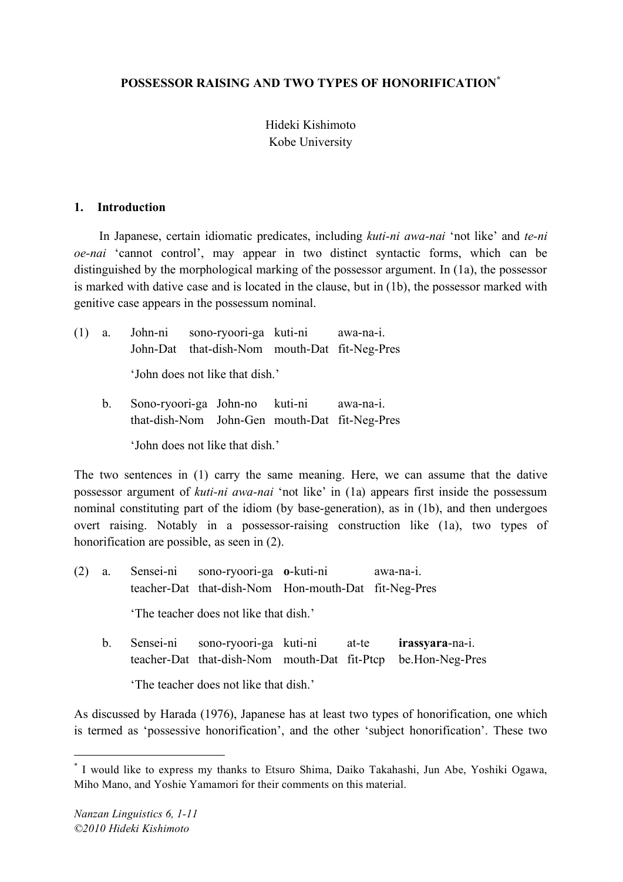# POSSESSOR RAISING AND TWO TYPES OF HONORIFICATION[*]

Hideki Kishimoto
Kobe University

## 1. Introduction

In Japanese, certain idiomatic predicates, including *kuti-ni awa-nai* 'not like' and *te-ni oe-nai* 'cannot control', may appear in two distinct syntactic forms, which can be distinguished by the morphological marking of the possessor argument. In (1a), the possessor is marked with dative case and is located in the clause, but in (1b), the possessor marked with genitive case appears in the possessum nominal.

(1) a. John-ni sono-ryoori-ga kuti-ni awa-na-i.
John-Dat that-dish-Nom mouth-Dat fit-Neg-Pres

'John does not like that dish.'

b. Sono-ryoori-ga John-no kuti-ni awa-na-i.
that-dish-Nom John-Gen mouth-Dat fit-Neg-Pres

'John does not like that dish.'

The two sentences in (1) carry the same meaning. Here, we can assume that the dative possessor argument of *kuti-ni awa-nai* 'not like' in (1a) appears first inside the possessum nominal constituting part of the idiom (by base-generation), as in (1b), and then undergoes overt raising. Notably in a possessor-raising construction like (1a), two types of honorification are possible, as seen in (2).

(2) a. Sensei-ni sono-ryoori-ga **o**-kuti-ni awa-na-i.
teacher-Dat that-dish-Nom Hon-mouth-Dat fit-Neg-Pres

'The teacher does not like that dish.'

b. Sensei-ni sono-ryoori-ga kuti-ni at-te **irassyara**-na-i.
teacher-Dat that-dish-Nom mouth-Dat fit-Ptcp be.Hon-Neg-Pres

'The teacher does not like that dish.'

As discussed by Harada (1976), Japanese has at least two types of honorification, one which is termed as 'possessive honorification', and the other 'subject honorification'. These two

---

[*] I would like to express my thanks to Etsuro Shima, Daiko Takahashi, Jun Abe, Yoshiki Ogawa, Miho Mano, and Yoshie Yamamori for their comments on this material.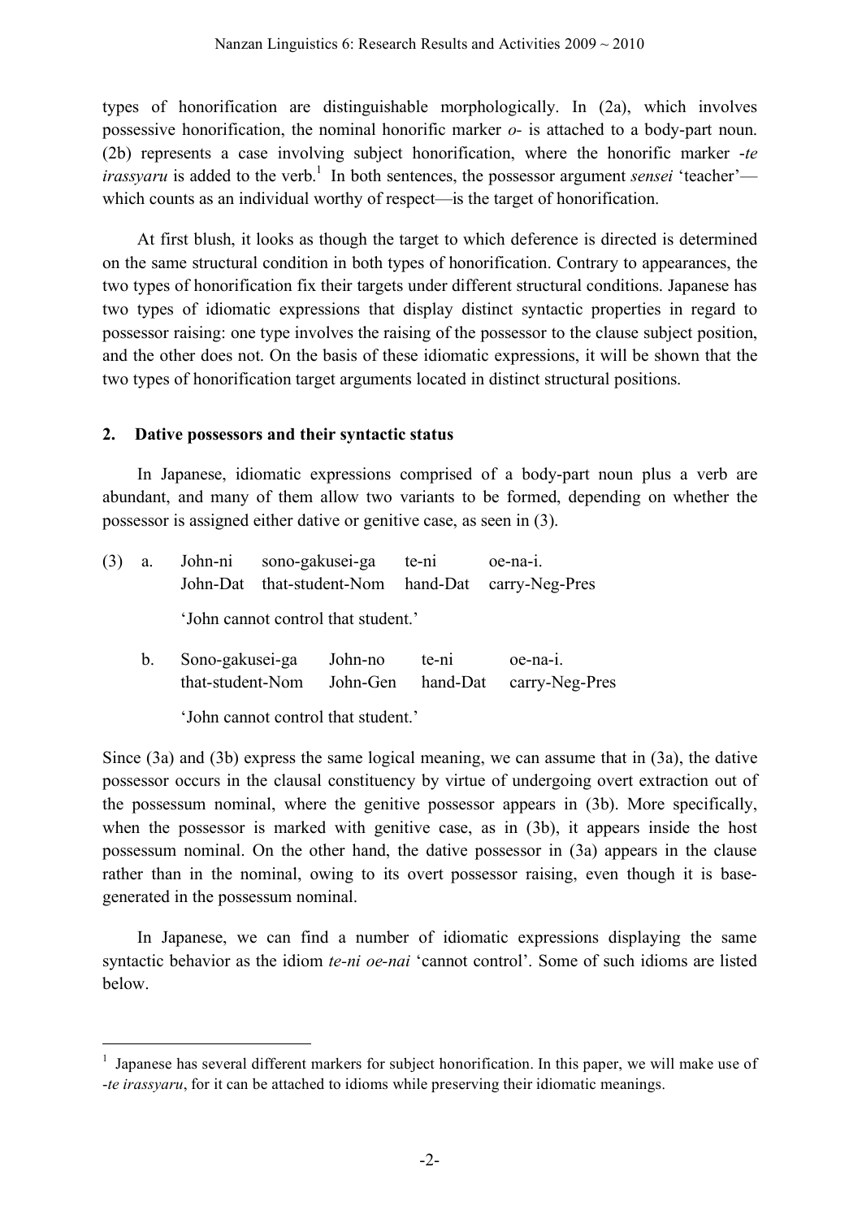types of honorification are distinguishable morphologically. In (2a), which involves possessive honorification, the nominal honorific marker *o-* is attached to a body-part noun. (2b) represents a case involving subject honorification, where the honorific marker *-te irassyaru* is added to the verb.[1] In both sentences, the possessor argument *sensei* 'teacher'—which counts as an individual worthy of respect—is the target of honorification.

At first blush, it looks as though the target to which deference is directed is determined on the same structural condition in both types of honorification. Contrary to appearances, the two types of honorification fix their targets under different structural conditions. Japanese has two types of idiomatic expressions that display distinct syntactic properties in regard to possessor raising: one type involves the raising of the possessor to the clause subject position, and the other does not. On the basis of these idiomatic expressions, it will be shown that the two types of honorification target arguments located in distinct structural positions.

## 2. Dative possessors and their syntactic status

In Japanese, idiomatic expressions comprised of a body-part noun plus a verb are abundant, and many of them allow two variants to be formed, depending on whether the possessor is assigned either dative or genitive case, as seen in (3).

(3) a. John-ni sono-gakusei-ga te-ni oe-na-i.
   John-Dat that-student-Nom hand-Dat carry-Neg-Pres
   'John cannot control that student.'

b. Sono-gakusei-ga John-no te-ni oe-na-i.
   that-student-Nom John-Gen hand-Dat carry-Neg-Pres
   'John cannot control that student.'

Since (3a) and (3b) express the same logical meaning, we can assume that in (3a), the dative possessor occurs in the clausal constituency by virtue of undergoing overt extraction out of the possessum nominal, where the genitive possessor appears in (3b). More specifically, when the possessor is marked with genitive case, as in (3b), it appears inside the host possessum nominal. On the other hand, the dative possessor in (3a) appears in the clause rather than in the nominal, owing to its overt possessor raising, even though it is base-generated in the possessum nominal.

In Japanese, we can find a number of idiomatic expressions displaying the same syntactic behavior as the idiom *te-ni oe-nai* 'cannot control'. Some of such idioms are listed below.

---

[1] Japanese has several different markers for subject honorification. In this paper, we will make use of *-te irassyaru*, for it can be attached to idioms while preserving their idiomatic meanings.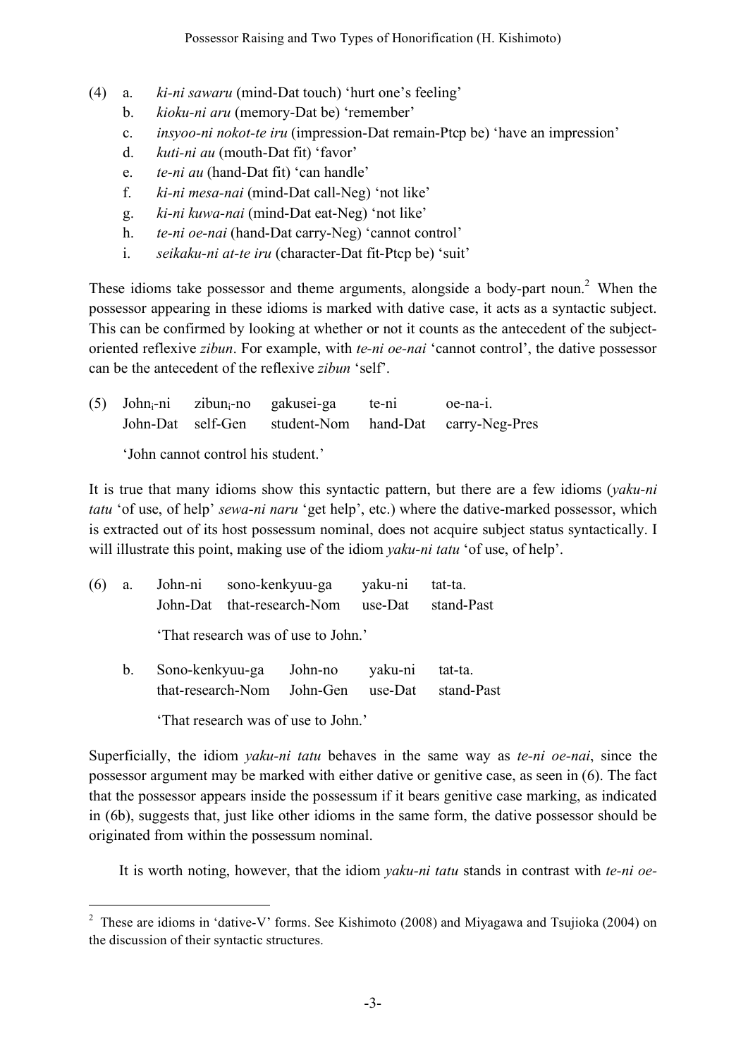(4) a. *ki-ni sawaru* (mind-Dat touch) 'hurt one's feeling'
 b. *kioku-ni aru* (memory-Dat be) 'remember'
 c. *insyoo-ni nokot-te iru* (impression-Dat remain-Ptcp be) 'have an impression'
 d. *kuti-ni au* (mouth-Dat fit) 'favor'
 e. *te-ni au* (hand-Dat fit) 'can handle'
 f. *ki-ni mesa-nai* (mind-Dat call-Neg) 'not like'
 g. *ki-ni kuwa-nai* (mind-Dat eat-Neg) 'not like'
 h. *te-ni oe-nai* (hand-Dat carry-Neg) 'cannot control'
 i. *seikaku-ni at-te iru* (character-Dat fit-Ptcp be) 'suit'

These idioms take possessor and theme arguments, alongside a body-part noun.[2] When the possessor appearing in these idioms is marked with dative case, it acts as a syntactic subject. This can be confirmed by looking at whether or not it counts as the antecedent of the subject-oriented reflexive *zibun*. For example, with *te-ni oe-nai* 'cannot control', the dative possessor can be the antecedent of the reflexive *zibun* 'self'.

(5) John$_i$-ni zibun$_i$-no gakusei-ga te-ni oe-na-i.
 John-Dat self-Gen student-Nom hand-Dat carry-Neg-Pres
 'John cannot control his student.'

It is true that many idioms show this syntactic pattern, but there are a few idioms (*yaku-ni tatu* 'of use, of help' *sewa-ni naru* 'get help', etc.) where the dative-marked possessor, which is extracted out of its host possessum nominal, does not acquire subject status syntactically. I will illustrate this point, making use of the idiom *yaku-ni tatu* 'of use, of help'.

(6) a. John-ni sono-kenkyuu-ga yaku-ni tat-ta.
 John-Dat that-research-Nom use-Dat stand-Past
 'That research was of use to John.'

 b. Sono-kenkyuu-ga John-no yaku-ni tat-ta.
 that-research-Nom John-Gen use-Dat stand-Past
 'That research was of use to John.'

Superficially, the idiom *yaku-ni tatu* behaves in the same way as *te-ni oe-nai*, since the possessor argument may be marked with either dative or genitive case, as seen in (6). The fact that the possessor appears inside the possessum if it bears genitive case marking, as indicated in (6b), suggests that, just like other idioms in the same form, the dative possessor should be originated from within the possessum nominal.

It is worth noting, however, that the idiom *yaku-ni tatu* stands in contrast with *te-ni oe-*

[2] These are idioms in 'dative-V' forms. See Kishimoto (2008) and Miyagawa and Tsujioka (2004) on the discussion of their syntactic structures.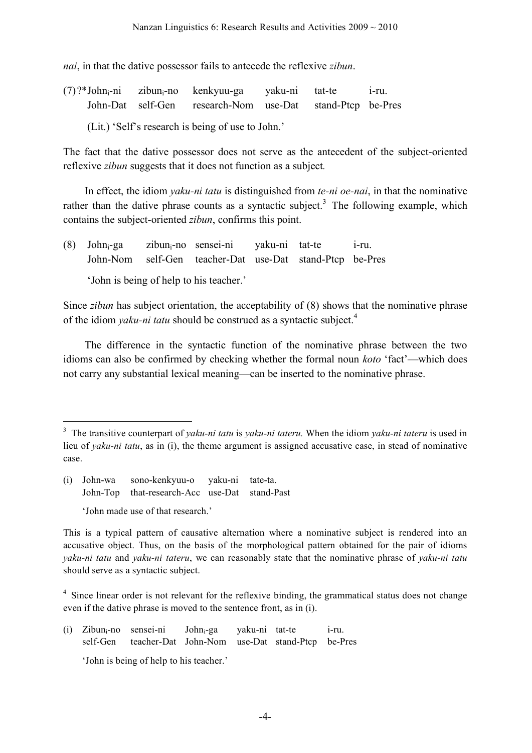*nai*, in that the dative possessor fails to antecede the reflexive *zibun*.

(7) ?*John$_i$-ni zibun$_i$-no kenkyuu-ga yaku-ni tat-te i-ru.
 John-Dat self-Gen research-Nom use-Dat stand-Ptcp be-Pres

 (Lit.) 'Self's research is being of use to John.'

The fact that the dative possessor does not serve as the antecedent of the subject-oriented reflexive *zibun* suggests that it does not function as a subject.

In effect, the idiom *yaku-ni tatu* is distinguished from *te-ni oe-nai*, in that the nominative rather than the dative phrase counts as a syntactic subject.[3] The following example, which contains the subject-oriented *zibun*, confirms this point.

(8) John$_i$-ga zibun$_i$-no sensei-ni yaku-ni tat-te i-ru.
 John-Nom self-Gen teacher-Dat use-Dat stand-Ptcp be-Pres

 'John is being of help to his teacher.'

Since *zibun* has subject orientation, the acceptability of (8) shows that the nominative phrase of the idiom *yaku-ni tatu* should be construed as a syntactic subject.[4]

The difference in the syntactic function of the nominative phrase between the two idioms can also be confirmed by checking whether the formal noun *koto* 'fact'—which does not carry any substantial lexical meaning—can be inserted to the nominative phrase.

---

[3] The transitive counterpart of *yaku-ni tatu* is *yaku-ni tateru.* When the idiom *yaku-ni tateru* is used in lieu of *yaku-ni tatu*, as in (i), the theme argument is assigned accusative case, in stead of nominative case.

(i) John-wa sono-kenkyuu-o yaku-ni tate-ta.
 John-Top that-research-Acc use-Dat stand-Past

 'John made use of that research.'

This is a typical pattern of causative alternation where a nominative subject is rendered into an accusative object. Thus, on the basis of the morphological pattern obtained for the pair of idioms *yaku-ni tatu* and *yaku-ni tateru*, we can reasonably state that the nominative phrase of *yaku-ni tatu* should serve as a syntactic subject.

[4] Since linear order is not relevant for the reflexive binding, the grammatical status does not change even if the dative phrase is moved to the sentence front, as in (i).

(i) Zibun$_i$-no sensei-ni John$_i$-ga yaku-ni tat-te i-ru.
 self-Gen teacher-Dat John-Nom use-Dat stand-Ptcp be-Pres

 'John is being of help to his teacher.'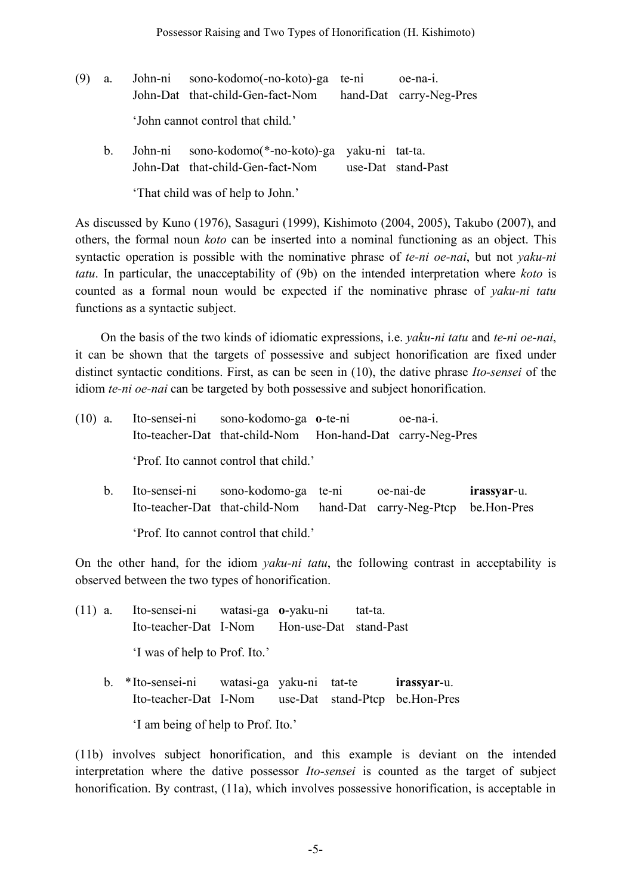(9) a. John-ni sono-kodomo(-no-koto)-ga te-ni oe-na-i.
John-Dat that-child-Gen-fact-Nom hand-Dat carry-Neg-Pres

'John cannot control that child.'

b. John-ni sono-kodomo(*-no-koto)-ga yaku-ni tat-ta.
John-Dat that-child-Gen-fact-Nom use-Dat stand-Past

'That child was of help to John.'

As discussed by Kuno (1976), Sasaguri (1999), Kishimoto (2004, 2005), Takubo (2007), and others, the formal noun *koto* can be inserted into a nominal functioning as an object. This syntactic operation is possible with the nominative phrase of *te-ni oe-nai*, but not *yaku-ni tatu*. In particular, the unacceptability of (9b) on the intended interpretation where *koto* is counted as a formal noun would be expected if the nominative phrase of *yaku-ni tatu* functions as a syntactic subject.

On the basis of the two kinds of idiomatic expressions, i.e. *yaku-ni tatu* and *te-ni oe-nai*, it can be shown that the targets of possessive and subject honorification are fixed under distinct syntactic conditions. First, as can be seen in (10), the dative phrase *Ito-sensei* of the idiom *te-ni oe-nai* can be targeted by both possessive and subject honorification.

(10) a. Ito-sensei-ni sono-kodomo-ga **o**-te-ni oe-na-i.
Ito-teacher-Dat that-child-Nom Hon-hand-Dat carry-Neg-Pres

'Prof. Ito cannot control that child.'

b. Ito-sensei-ni sono-kodomo-ga te-ni oe-nai-de **irassyar**-u.
Ito-teacher-Dat that-child-Nom hand-Dat carry-Neg-Ptcp be.Hon-Pres

'Prof. Ito cannot control that child.'

On the other hand, for the idiom *yaku-ni tatu*, the following contrast in acceptability is observed between the two types of honorification.

(11) a. Ito-sensei-ni watasi-ga **o**-yaku-ni tat-ta.
Ito-teacher-Dat I-Nom Hon-use-Dat stand-Past

'I was of help to Prof. Ito.'

b. *Ito-sensei-ni watasi-ga yaku-ni tat-te **irassyar**-u.
Ito-teacher-Dat I-Nom use-Dat stand-Ptcp be.Hon-Pres

'I am being of help to Prof. Ito.'

(11b) involves subject honorification, and this example is deviant on the intended interpretation where the dative possessor *Ito-sensei* is counted as the target of subject honorification. By contrast, (11a), which involves possessive honorification, is acceptable in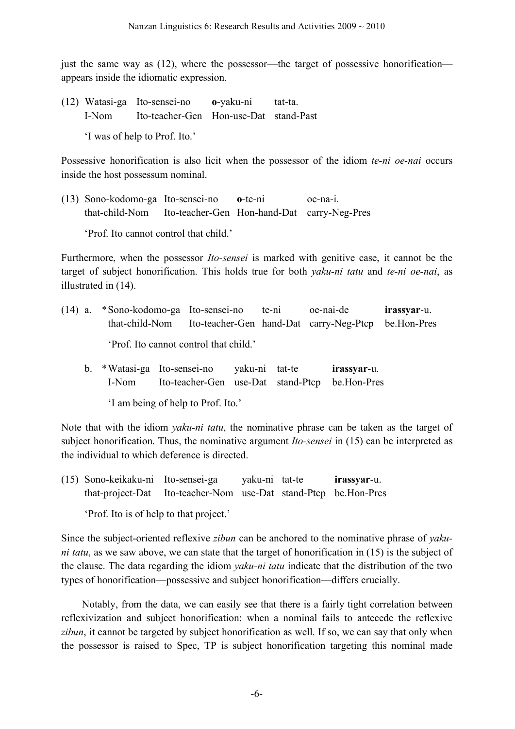just the same way as (12), where the possessor—the target of possessive honorification—appears inside the idiomatic expression.

(12) Watasi-ga Ito-sensei-no **o**-yaku-ni tat-ta.
     I-Nom Ito-teacher-Gen Hon-use-Dat stand-Past

     'I was of help to Prof. Ito.'

Possessive honorification is also licit when the possessor of the idiom *te-ni oe-nai* occurs inside the host possessum nominal.

(13) Sono-kodomo-ga Ito-sensei-no **o**-te-ni oe-na-i.
     that-child-Nom Ito-teacher-Gen Hon-hand-Dat carry-Neg-Pres

     'Prof. Ito cannot control that child.'

Furthermore, when the possessor *Ito-sensei* is marked with genitive case, it cannot be the target of subject honorification. This holds true for both *yaku-ni tatu* and *te-ni oe-nai*, as illustrated in (14).

(14) a. *Sono-kodomo-ga Ito-sensei-no te-ni oe-nai-de **irassyar**-u.
        that-child-Nom Ito-teacher-Gen hand-Dat carry-Neg-Ptcp be.Hon-Pres

        'Prof. Ito cannot control that child.'

     b. *Watasi-ga Ito-sensei-no yaku-ni tat-te **irassyar**-u.
        I-Nom Ito-teacher-Gen use-Dat stand-Ptcp be.Hon-Pres

        'I am being of help to Prof. Ito.'

Note that with the idiom *yaku-ni tatu*, the nominative phrase can be taken as the target of subject honorification. Thus, the nominative argument *Ito-sensei* in (15) can be interpreted as the individual to which deference is directed.

(15) Sono-keikaku-ni Ito-sensei-ga yaku-ni tat-te **irassyar**-u.
     that-project-Dat Ito-teacher-Nom use-Dat stand-Ptcp be.Hon-Pres

     'Prof. Ito is of help to that project.'

Since the subject-oriented reflexive *zibun* can be anchored to the nominative phrase of *yaku-ni tatu*, as we saw above, we can state that the target of honorification in (15) is the subject of the clause. The data regarding the idiom *yaku-ni tatu* indicate that the distribution of the two types of honorification—possessive and subject honorification—differs crucially.

Notably, from the data, we can easily see that there is a fairly tight correlation between reflexivization and subject honorification: when a nominal fails to antecede the reflexive *zibun*, it cannot be targeted by subject honorification as well. If so, we can say that only when the possessor is raised to Spec, TP is subject honorification targeting this nominal made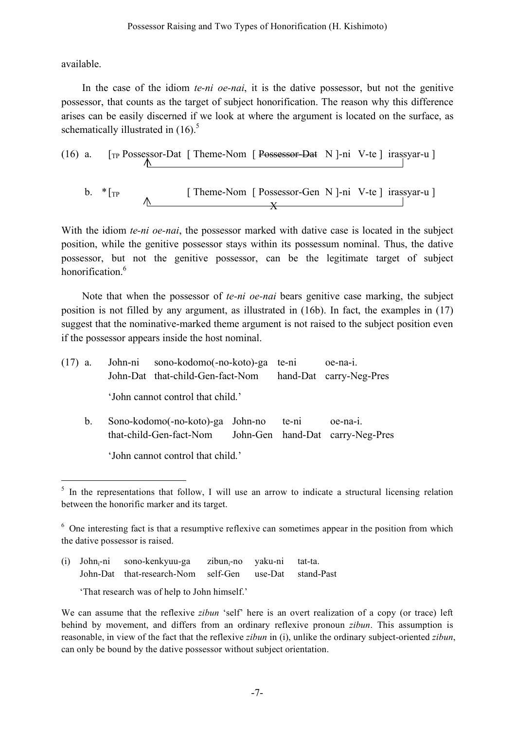available.

In the case of the idiom *te-ni oe-nai*, it is the dative possessor, but not the genitive possessor, that counts as the target of subject honorification. The reason why this difference arises can be easily discerned if we look at where the argument is located on the surface, as schematically illustrated in (16).[5]

(16) a. [$_{TP}$ Possessor-Dat [ Theme-Nom [ ~~Possessor-Dat~~ N ]-ni V-te ] irassyar-u ]

b. *[$_{TP}$ [ Theme-Nom [ Possessor-Gen N ]-ni V-te ] irassyar-u ]

With the idiom *te-ni oe-nai*, the possessor marked with dative case is located in the subject position, while the genitive possessor stays within its possessum nominal. Thus, the dative possessor, but not the genitive possessor, can be the legitimate target of subject honorification.[6]

Note that when the possessor of *te-ni oe-nai* bears genitive case marking, the subject position is not filled by any argument, as illustrated in (16b). In fact, the examples in (17) suggest that the nominative-marked theme argument is not raised to the subject position even if the possessor appears inside the host nominal.

(17) a. John-ni sono-kodomo(-no-koto)-ga te-ni oe-na-i.
John-Dat that-child-Gen-fact-Nom hand-Dat carry-Neg-Pres
'John cannot control that child.'

b. Sono-kodomo(-no-koto)-ga John-no te-ni oe-na-i.
that-child-Gen-fact-Nom John-Gen hand-Dat carry-Neg-Pres
'John cannot control that child.'

---

[5] In the representations that follow, I will use an arrow to indicate a structural licensing relation between the honorific marker and its target.

[6] One interesting fact is that a resumptive reflexive can sometimes appear in the position from which the dative possessor is raised.

(i) John$_i$-ni sono-kenkyuu-ga zibun$_i$-no yaku-ni tat-ta.
John-Dat that-research-Nom self-Gen use-Dat stand-Past
'That research was of help to John himself.'

We can assume that the reflexive *zibun* 'self' here is an overt realization of a copy (or trace) left behind by movement, and differs from an ordinary reflexive pronoun *zibun*. This assumption is reasonable, in view of the fact that the reflexive *zibun* in (i), unlike the ordinary subject-oriented *zibun*, can only be bound by the dative possessor without subject orientation.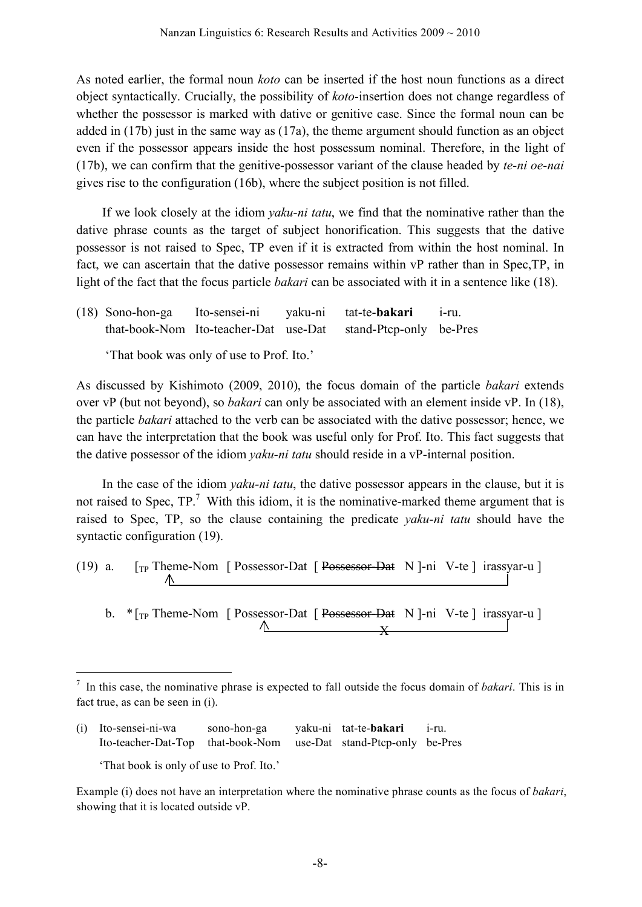As noted earlier, the formal noun *koto* can be inserted if the host noun functions as a direct object syntactically. Crucially, the possibility of *koto*-insertion does not change regardless of whether the possessor is marked with dative or genitive case. Since the formal noun can be added in (17b) just in the same way as (17a), the theme argument should function as an object even if the possessor appears inside the host possessum nominal. Therefore, in the light of (17b), we can confirm that the genitive-possessor variant of the clause headed by *te-ni oe-nai* gives rise to the configuration (16b), where the subject position is not filled.

If we look closely at the idiom *yaku-ni tatu*, we find that the nominative rather than the dative phrase counts as the target of subject honorification. This suggests that the dative possessor is not raised to Spec, TP even if it is extracted from within the host nominal. In fact, we can ascertain that the dative possessor remains within vP rather than in Spec,TP, in light of the fact that the focus particle *bakari* can be associated with it in a sentence like (18).

(18) Sono-hon-ga Ito-sensei-ni yaku-ni tat-te-**bakari** i-ru.
that-book-Nom Ito-teacher-Dat use-Dat stand-Ptcp-only be-Pres

'That book was only of use to Prof. Ito.'

As discussed by Kishimoto (2009, 2010), the focus domain of the particle *bakari* extends over vP (but not beyond), so *bakari* can only be associated with an element inside vP. In (18), the particle *bakari* attached to the verb can be associated with the dative possessor; hence, we can have the interpretation that the book was useful only for Prof. Ito. This fact suggests that the dative possessor of the idiom *yaku-ni tatu* should reside in a vP-internal position.

In the case of the idiom *yaku-ni tatu*, the dative possessor appears in the clause, but it is not raised to Spec, TP.[7] With this idiom, it is the nominative-marked theme argument that is raised to Spec, TP, so the clause containing the predicate *yaku-ni tatu* should have the syntactic configuration (19).

(19) a. [$_{TP}$ Theme-Nom [ Possessor-Dat [ ~~Possessor-Dat~~ N ]-ni V-te ] irassyar-u ]

b. *[$_{TP}$ Theme-Nom [ Possessor-Dat [ ~~Possessor-Dat~~ N ]-ni V-te ] irassyar-u ]

---

[7] In this case, the nominative phrase is expected to fall outside the focus domain of *bakari*. This is in fact true, as can be seen in (i).

(i) Ito-sensei-ni-wa sono-hon-ga yaku-ni tat-te-**bakari** i-ru.
Ito-teacher-Dat-Top that-book-Nom use-Dat stand-Ptcp-only be-Pres

'That book is only of use to Prof. Ito.'

Example (i) does not have an interpretation where the nominative phrase counts as the focus of *bakari*, showing that it is located outside vP.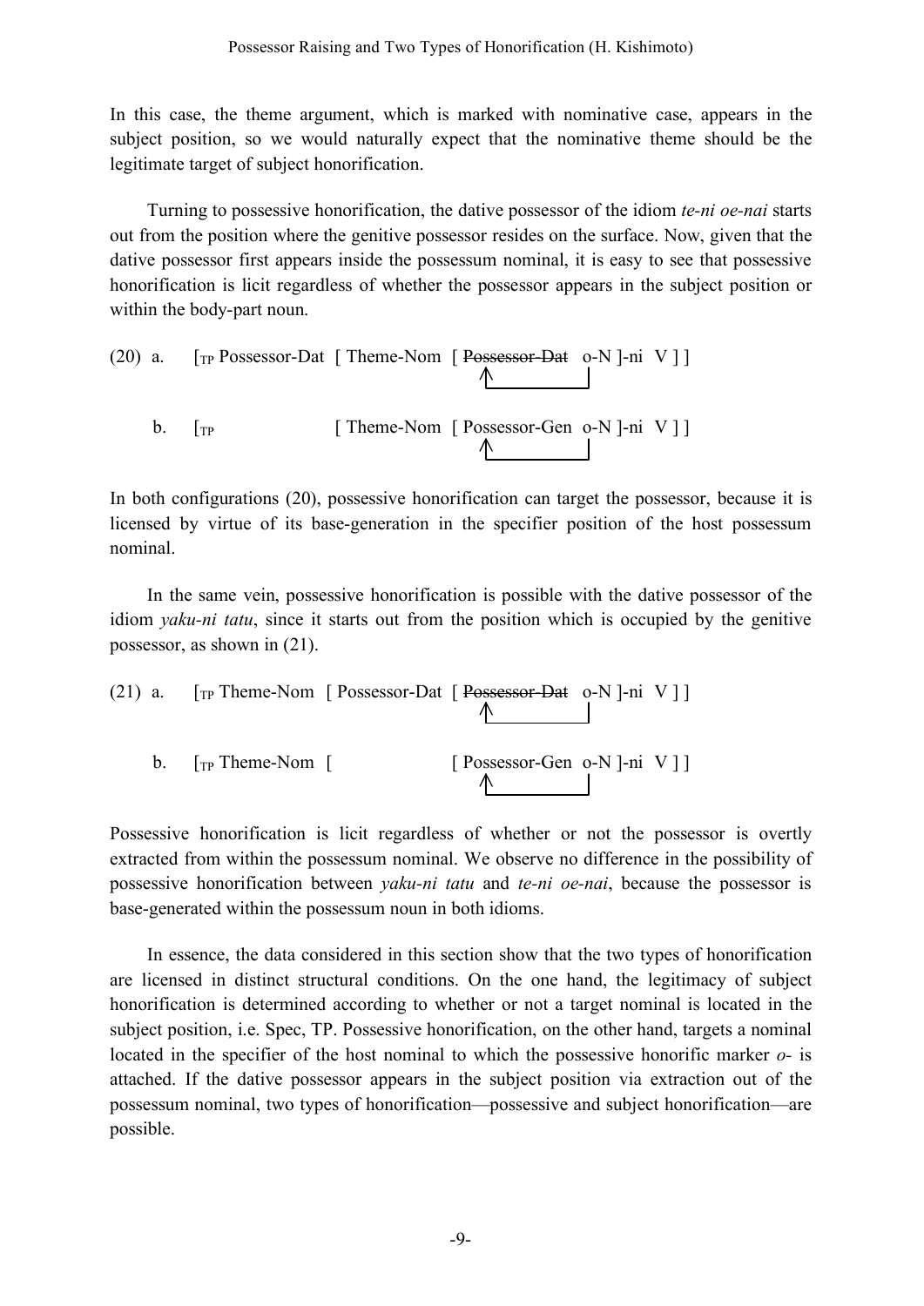In this case, the theme argument, which is marked with nominative case, appears in the subject position, so we would naturally expect that the nominative theme should be the legitimate target of subject honorification.

Turning to possessive honorification, the dative possessor of the idiom *te-ni oe-nai* starts out from the position where the genitive possessor resides on the surface. Now, given that the dative possessor first appears inside the possessum nominal, it is easy to see that possessive honorification is licit regardless of whether the possessor appears in the subject position or within the body-part noun.

(20) a. [$_{TP}$ Possessor-Dat [ Theme-Nom [ ~~Possessor-Dat~~ o-N ]-ni V ] ]

b. [$_{TP}$ [ Theme-Nom [ Possessor-Gen o-N ]-ni V ] ]

In both configurations (20), possessive honorification can target the possessor, because it is licensed by virtue of its base-generation in the specifier position of the host possessum nominal.

In the same vein, possessive honorification is possible with the dative possessor of the idiom *yaku-ni tatu*, since it starts out from the position which is occupied by the genitive possessor, as shown in (21).

(21) a. [$_{TP}$ Theme-Nom [ Possessor-Dat [ ~~Possessor-Dat~~ o-N ]-ni V ] ]

b. [$_{TP}$ Theme-Nom [ [ Possessor-Gen o-N ]-ni V ] ]

Possessive honorification is licit regardless of whether or not the possessor is overtly extracted from within the possessum nominal. We observe no difference in the possibility of possessive honorification between *yaku-ni tatu* and *te-ni oe-nai*, because the possessor is base-generated within the possessum noun in both idioms.

In essence, the data considered in this section show that the two types of honorification are licensed in distinct structural conditions. On the one hand, the legitimacy of subject honorification is determined according to whether or not a target nominal is located in the subject position, i.e. Spec, TP. Possessive honorification, on the other hand, targets a nominal located in the specifier of the host nominal to which the possessive honorific marker *o-* is attached. If the dative possessor appears in the subject position via extraction out of the possessum nominal, two types of honorification—possessive and subject honorification—are possible.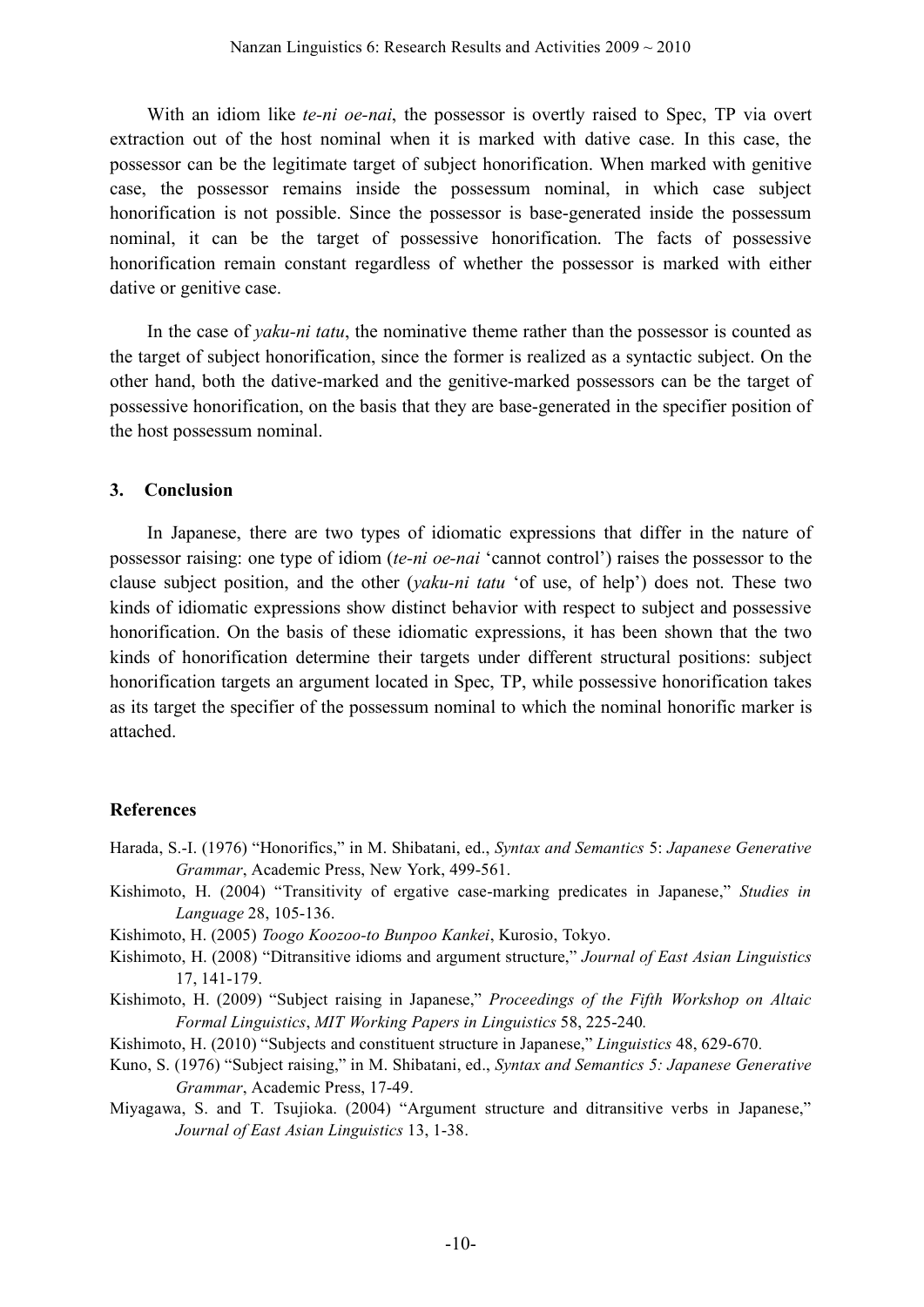With an idiom like *te-ni oe-nai*, the possessor is overtly raised to Spec, TP via overt extraction out of the host nominal when it is marked with dative case. In this case, the possessor can be the legitimate target of subject honorification. When marked with genitive case, the possessor remains inside the possessum nominal, in which case subject honorification is not possible. Since the possessor is base-generated inside the possessum nominal, it can be the target of possessive honorification. The facts of possessive honorification remain constant regardless of whether the possessor is marked with either dative or genitive case.

In the case of *yaku-ni tatu*, the nominative theme rather than the possessor is counted as the target of subject honorification, since the former is realized as a syntactic subject. On the other hand, both the dative-marked and the genitive-marked possessors can be the target of possessive honorification, on the basis that they are base-generated in the specifier position of the host possessum nominal.

## 3. Conclusion

In Japanese, there are two types of idiomatic expressions that differ in the nature of possessor raising: one type of idiom (*te-ni oe-nai* 'cannot control') raises the possessor to the clause subject position, and the other (*yaku-ni tatu* 'of use, of help') does not. These two kinds of idiomatic expressions show distinct behavior with respect to subject and possessive honorification. On the basis of these idiomatic expressions, it has been shown that the two kinds of honorification determine their targets under different structural positions: subject honorification targets an argument located in Spec, TP, while possessive honorification takes as its target the specifier of the possessum nominal to which the nominal honorific marker is attached.

## References

Harada, S.-I. (1976) "Honorifics," in M. Shibatani, ed., *Syntax and Semantics* 5: *Japanese Generative Grammar*, Academic Press, New York, 499-561.

Kishimoto, H. (2004) "Transitivity of ergative case-marking predicates in Japanese," *Studies in Language* 28, 105-136.

Kishimoto, H. (2005) *Toogo Koozoo-to Bunpoo Kankei*, Kurosio, Tokyo.

Kishimoto, H. (2008) "Ditransitive idioms and argument structure," *Journal of East Asian Linguistics* 17, 141-179.

Kishimoto, H. (2009) "Subject raising in Japanese," *Proceedings of the Fifth Workshop on Altaic Formal Linguistics*, *MIT Working Papers in Linguistics* 58, 225-240.

Kishimoto, H. (2010) "Subjects and constituent structure in Japanese," *Linguistics* 48, 629-670.

Kuno, S. (1976) "Subject raising," in M. Shibatani, ed., *Syntax and Semantics 5: Japanese Generative Grammar*, Academic Press, 17-49.

Miyagawa, S. and T. Tsujioka. (2004) "Argument structure and ditransitive verbs in Japanese," *Journal of East Asian Linguistics* 13, 1-38.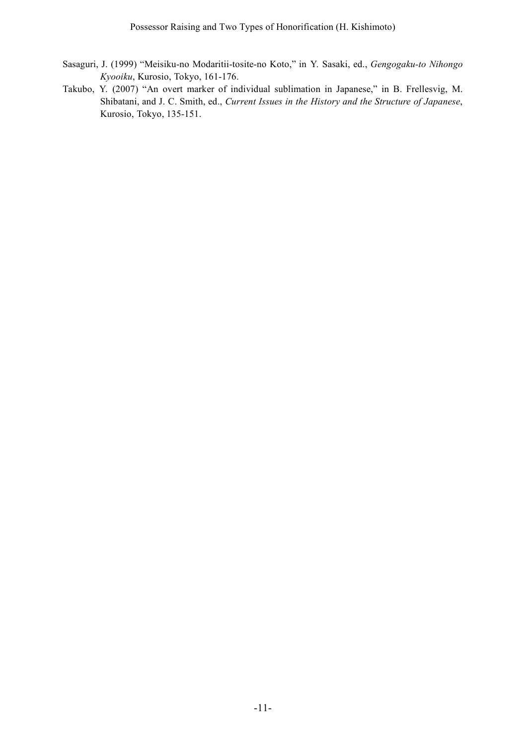Sasaguri, J. (1999) "Meisiku-no Modaritii-tosite-no Koto," in Y. Sasaki, ed., *Gengogaku-to Nihongo Kyooiku*, Kurosio, Tokyo, 161-176.

Takubo, Y. (2007) "An overt marker of individual sublimation in Japanese," in B. Frellesvig, M. Shibatani, and J. C. Smith, ed., *Current Issues in the History and the Structure of Japanese*, Kurosio, Tokyo, 135-151.